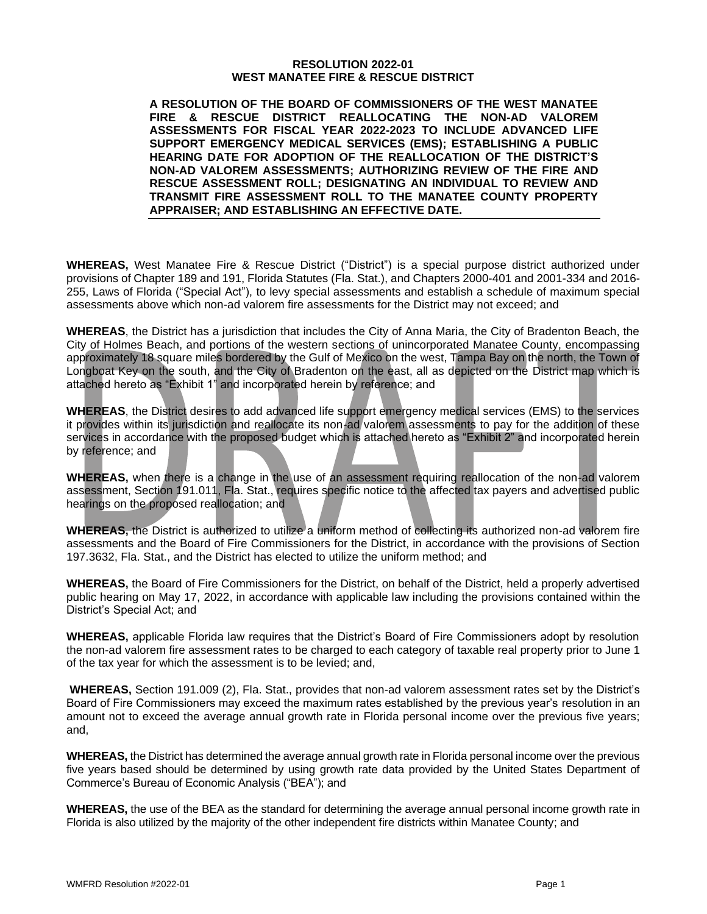**RESOLUTION 2022-01**
**WEST MANATEE FIRE & RESCUE DISTRICT**

**A RESOLUTION OF THE BOARD OF COMMISSIONERS OF THE WEST MANATEE FIRE & RESCUE DISTRICT REALLOCATING THE NON-AD VALOREM ASSESSMENTS FOR FISCAL YEAR 2022-2023 TO INCLUDE ADVANCED LIFE SUPPORT EMERGENCY MEDICAL SERVICES (EMS); ESTABLISHING A PUBLIC HEARING DATE FOR ADOPTION OF THE REALLOCATION OF THE DISTRICT'S NON-AD VALOREM ASSESSMENTS; AUTHORIZING REVIEW OF THE FIRE AND RESCUE ASSESSMENT ROLL; DESIGNATING AN INDIVIDUAL TO REVIEW AND TRANSMIT FIRE ASSESSMENT ROLL TO THE MANATEE COUNTY PROPERTY APPRAISER; AND ESTABLISHING AN EFFECTIVE DATE.**

**WHEREAS,** West Manatee Fire & Rescue District ("District") is a special purpose district authorized under provisions of Chapter 189 and 191, Florida Statutes (Fla. Stat.), and Chapters 2000-401 and 2001-334 and 2016-255, Laws of Florida ("Special Act"), to levy special assessments and establish a schedule of maximum special assessments above which non-ad valorem fire assessments for the District may not exceed; and

**WHEREAS**, the District has a jurisdiction that includes the City of Anna Maria, the City of Bradenton Beach, the City of Holmes Beach, and portions of the western sections of unincorporated Manatee County, encompassing approximately 18 square miles bordered by the Gulf of Mexico on the west, Tampa Bay on the north, the Town of Longboat Key on the south, and the City of Bradenton on the east, all as depicted on the District map which is attached hereto as "Exhibit 1" and incorporated herein by reference; and

**WHEREAS**, the District desires to add advanced life support emergency medical services (EMS) to the services it provides within its jurisdiction and reallocate its non-ad valorem assessments to pay for the addition of these services in accordance with the proposed budget which is attached hereto as "Exhibit 2" and incorporated herein by reference; and

**WHEREAS,** when there is a change in the use of an assessment requiring reallocation of the non-ad valorem assessment, Section 191.011, Fla. Stat., requires specific notice to the affected tax payers and advertised public hearings on the proposed reallocation; and

**WHEREAS,** the District is authorized to utilize a uniform method of collecting its authorized non-ad valorem fire assessments and the Board of Fire Commissioners for the District, in accordance with the provisions of Section 197.3632, Fla. Stat., and the District has elected to utilize the uniform method; and

**WHEREAS,** the Board of Fire Commissioners for the District, on behalf of the District, held a properly advertised public hearing on May 17, 2022, in accordance with applicable law including the provisions contained within the District's Special Act; and

**WHEREAS,** applicable Florida law requires that the District's Board of Fire Commissioners adopt by resolution the non-ad valorem fire assessment rates to be charged to each category of taxable real property prior to June 1 of the tax year for which the assessment is to be levied; and,

**WHEREAS,** Section 191.009 (2), Fla. Stat., provides that non-ad valorem assessment rates set by the District's Board of Fire Commissioners may exceed the maximum rates established by the previous year's resolution in an amount not to exceed the average annual growth rate in Florida personal income over the previous five years; and,

**WHEREAS,** the District has determined the average annual growth rate in Florida personal income over the previous five years based should be determined by using growth rate data provided by the United States Department of Commerce's Bureau of Economic Analysis ("BEA"); and

**WHEREAS,** the use of the BEA as the standard for determining the average annual personal income growth rate in Florida is also utilized by the majority of the other independent fire districts within Manatee County; and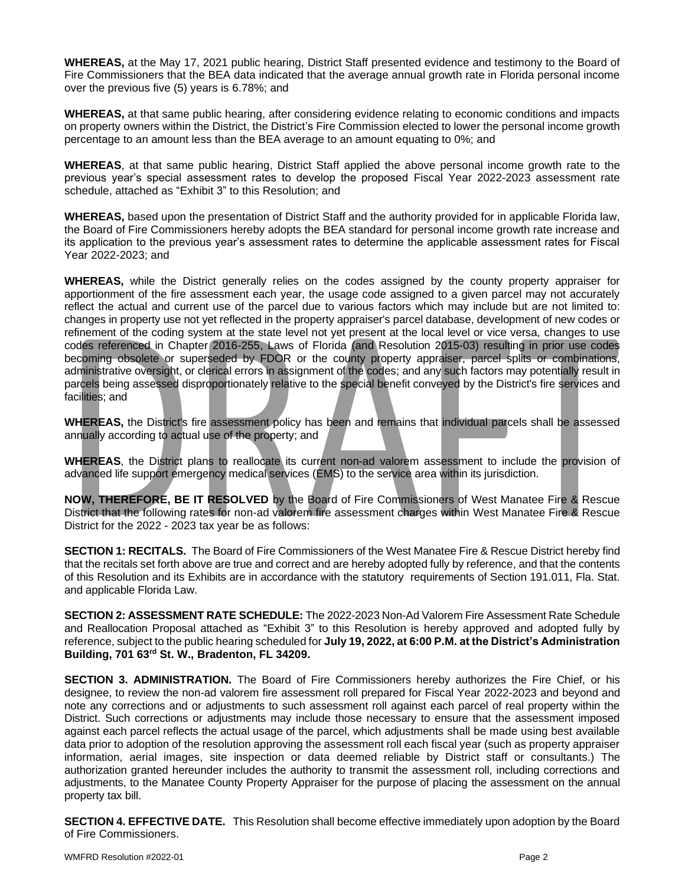**WHEREAS,** at the May 17, 2021 public hearing, District Staff presented evidence and testimony to the Board of Fire Commissioners that the BEA data indicated that the average annual growth rate in Florida personal income over the previous five (5) years is 6.78%; and

**WHEREAS,** at that same public hearing, after considering evidence relating to economic conditions and impacts on property owners within the District, the District's Fire Commission elected to lower the personal income growth percentage to an amount less than the BEA average to an amount equating to 0%; and

**WHEREAS**, at that same public hearing, District Staff applied the above personal income growth rate to the previous year's special assessment rates to develop the proposed Fiscal Year 2022-2023 assessment rate schedule, attached as "Exhibit 3" to this Resolution; and

**WHEREAS,** based upon the presentation of District Staff and the authority provided for in applicable Florida law, the Board of Fire Commissioners hereby adopts the BEA standard for personal income growth rate increase and its application to the previous year's assessment rates to determine the applicable assessment rates for Fiscal Year 2022-2023; and

**WHEREAS,** while the District generally relies on the codes assigned by the county property appraiser for apportionment of the fire assessment each year, the usage code assigned to a given parcel may not accurately reflect the actual and current use of the parcel due to various factors which may include but are not limited to: changes in property use not yet reflected in the property appraiser's parcel database, development of new codes or refinement of the coding system at the state level not yet present at the local level or vice versa, changes to use codes referenced in Chapter 2016-255, Laws of Florida (and Resolution 2015-03) resulting in prior use codes becoming obsolete or superseded by FDOR or the county property appraiser, parcel splits or combinations, administrative oversight, or clerical errors in assignment of the codes; and any such factors may potentially result in parcels being assessed disproportionately relative to the special benefit conveyed by the District's fire services and facilities; and

**WHEREAS,** the District's fire assessment policy has been and remains that individual parcels shall be assessed annually according to actual use of the property; and

**WHEREAS**, the District plans to reallocate its current non-ad valorem assessment to include the provision of advanced life support emergency medical services (EMS) to the service area within its jurisdiction.

**NOW, THEREFORE, BE IT RESOLVED** by the Board of Fire Commissioners of West Manatee Fire & Rescue District that the following rates for non-ad valorem fire assessment charges within West Manatee Fire & Rescue District for the 2022 - 2023 tax year be as follows:

**SECTION 1: RECITALS.** The Board of Fire Commissioners of the West Manatee Fire & Rescue District hereby find that the recitals set forth above are true and correct and are hereby adopted fully by reference, and that the contents of this Resolution and its Exhibits are in accordance with the statutory requirements of Section 191.011, Fla. Stat. and applicable Florida Law.

**SECTION 2: ASSESSMENT RATE SCHEDULE:** The 2022-2023 Non-Ad Valorem Fire Assessment Rate Schedule and Reallocation Proposal attached as "Exhibit 3" to this Resolution is hereby approved and adopted fully by reference, subject to the public hearing scheduled for **July 19, 2022, at 6:00 P.M. at the District's Administration Building, 701 63rd St. W., Bradenton, FL 34209.**

**SECTION 3. ADMINISTRATION.** The Board of Fire Commissioners hereby authorizes the Fire Chief, or his designee, to review the non-ad valorem fire assessment roll prepared for Fiscal Year 2022-2023 and beyond and note any corrections and or adjustments to such assessment roll against each parcel of real property within the District. Such corrections or adjustments may include those necessary to ensure that the assessment imposed against each parcel reflects the actual usage of the parcel, which adjustments shall be made using best available data prior to adoption of the resolution approving the assessment roll each fiscal year (such as property appraiser information, aerial images, site inspection or data deemed reliable by District staff or consultants.) The authorization granted hereunder includes the authority to transmit the assessment roll, including corrections and adjustments, to the Manatee County Property Appraiser for the purpose of placing the assessment on the annual property tax bill.

**SECTION 4. EFFECTIVE DATE.** This Resolution shall become effective immediately upon adoption by the Board of Fire Commissioners.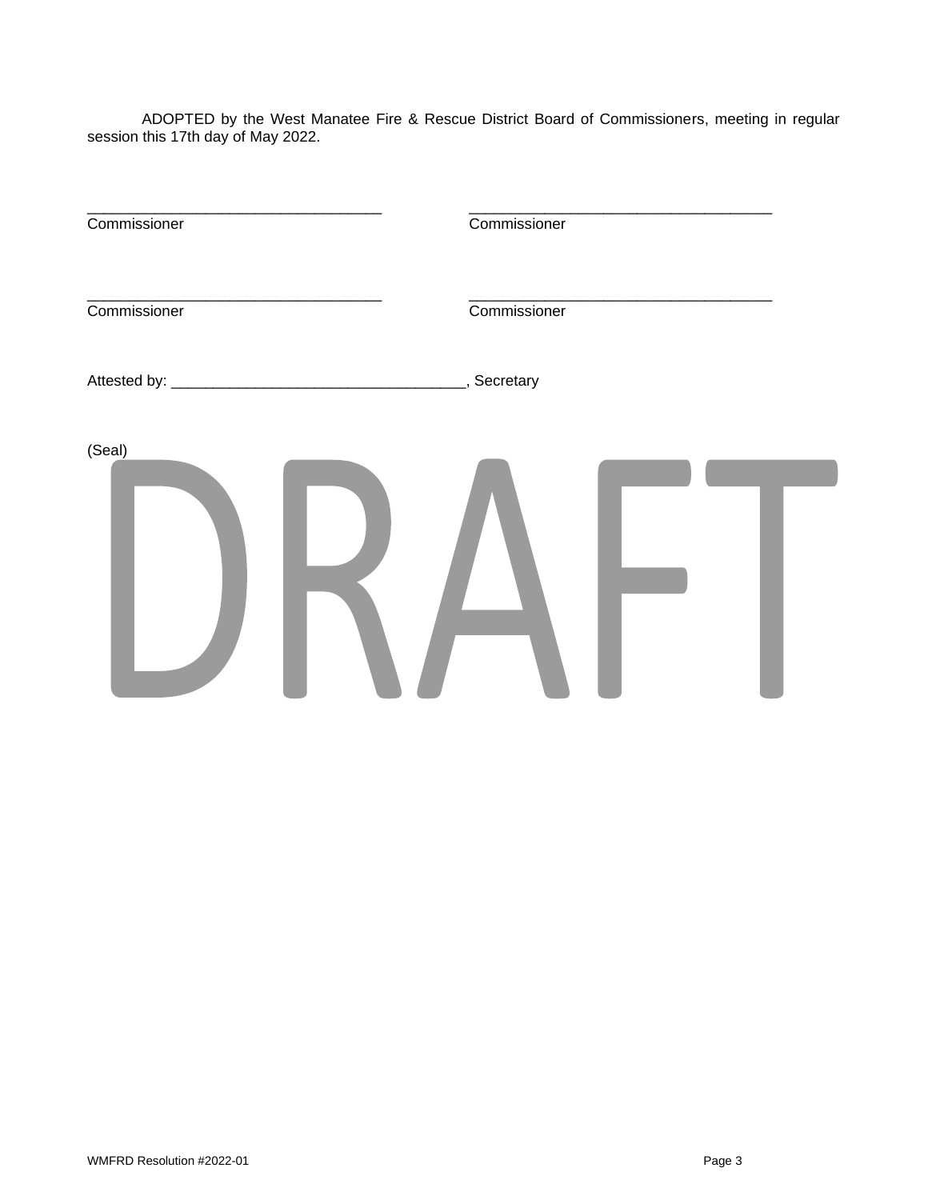ADOPTED by the West Manatee Fire & Rescue District Board of Commissioners, meeting in regular session this 17th day of May 2022.

___________________________________ ___________________________________
Commissioner Commissioner

___________________________________ ___________________________________
Commissioner Commissioner

Attested by: ___________________________________, Secretary

(Seal)

DRAFT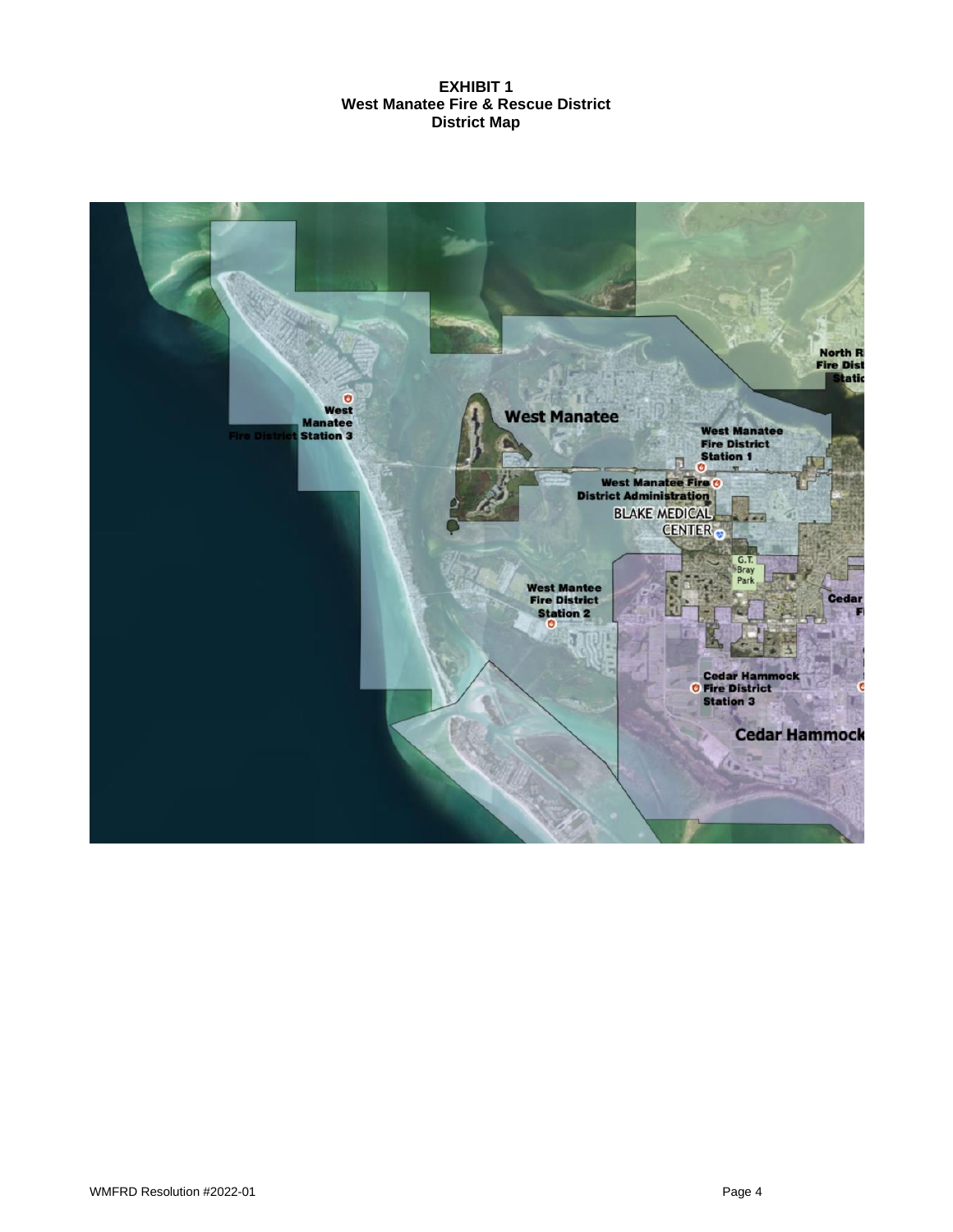**EXHIBIT 1**
**West Manatee Fire & Rescue District**
**District Map**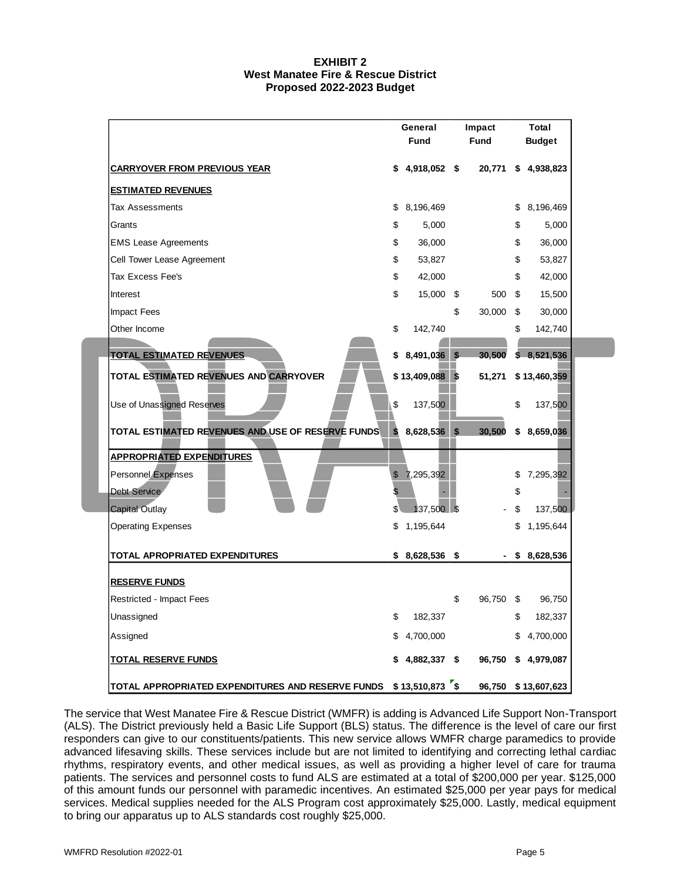**EXHIBIT 2**
**West Manatee Fire & Rescue District**
**Proposed 2022-2023 Budget**

| | General Fund | Impact Fund | Total Budget |
|---|---|---|---|
| **CARRYOVER FROM PREVIOUS YEAR** | **$ 4,918,052** | **$ 20,771** | **$ 4,938,823** |
| **ESTIMATED REVENUES** | | | |
| Tax Assessments | $ 8,196,469 | | $ 8,196,469 |
| Grants | $ 5,000 | | $ 5,000 |
| EMS Lease Agreements | $ 36,000 | | $ 36,000 |
| Cell Tower Lease Agreement | $ 53,827 | | $ 53,827 |
| Tax Excess Fee's | $ 42,000 | | $ 42,000 |
| Interest | $ 15,000 | $ 500 | $ 15,500 |
| Impact Fees | | $ 30,000 | $ 30,000 |
| Other Income | $ 142,740 | | $ 142,740 |
| **TOTAL ESTIMATED REVENUES** | **$ 8,491,036** | **$ 30,500** | **$ 8,521,536** |
| **TOTAL ESTIMATED REVENUES AND CARRYOVER** | **$ 13,409,088** | **$ 51,271** | **$ 13,460,359** |
| Use of Unassigned Reserves | $ 137,500 | | $ 137,500 |
| **TOTAL ESTIMATED REVENUES AND USE OF RESERVE FUNDS** | **$ 8,628,536** | **$ 30,500** | **$ 8,659,036** |
| **APPROPRIATED EXPENDITURES** | | | |
| Personnel Expenses | $ 7,295,392 | | $ 7,295,392 |
| Debt Service | $ - | | $ - |
| Capital Outlay | $ 137,500 | $ - | $ 137,500 |
| Operating Expenses | $ 1,195,644 | | $ 1,195,644 |
| **TOTAL APROPRIATED EXPENDITURES** | **$ 8,628,536** | **$ -** | **$ 8,628,536** |
| **RESERVE FUNDS** | | | |
| Restricted - Impact Fees | | $ 96,750 | $ 96,750 |
| Unassigned | $ 182,337 | | $ 182,337 |
| Assigned | $ 4,700,000 | | $ 4,700,000 |
| **TOTAL RESERVE FUNDS** | **$ 4,882,337** | **$ 96,750** | **$ 4,979,087** |
| **TOTAL APPROPRIATED EXPENDITURES AND RESERVE FUNDS** | **$ 13,510,873** | **$ 96,750** | **$ 13,607,623** |

The service that West Manatee Fire & Rescue District (WMFR) is adding is Advanced Life Support Non-Transport (ALS). The District previously held a Basic Life Support (BLS) status. The difference is the level of care our first responders can give to our constituents/patients. This new service allows WMFR charge paramedics to provide advanced lifesaving skills. These services include but are not limited to identifying and correcting lethal cardiac rhythms, respiratory events, and other medical issues, as well as providing a higher level of care for trauma patients. The services and personnel costs to fund ALS are estimated at a total of $200,000 per year. $125,000 of this amount funds our personnel with paramedic incentives. An estimated $25,000 per year pays for medical services. Medical supplies needed for the ALS Program cost approximately $25,000. Lastly, medical equipment to bring our apparatus up to ALS standards cost roughly $25,000.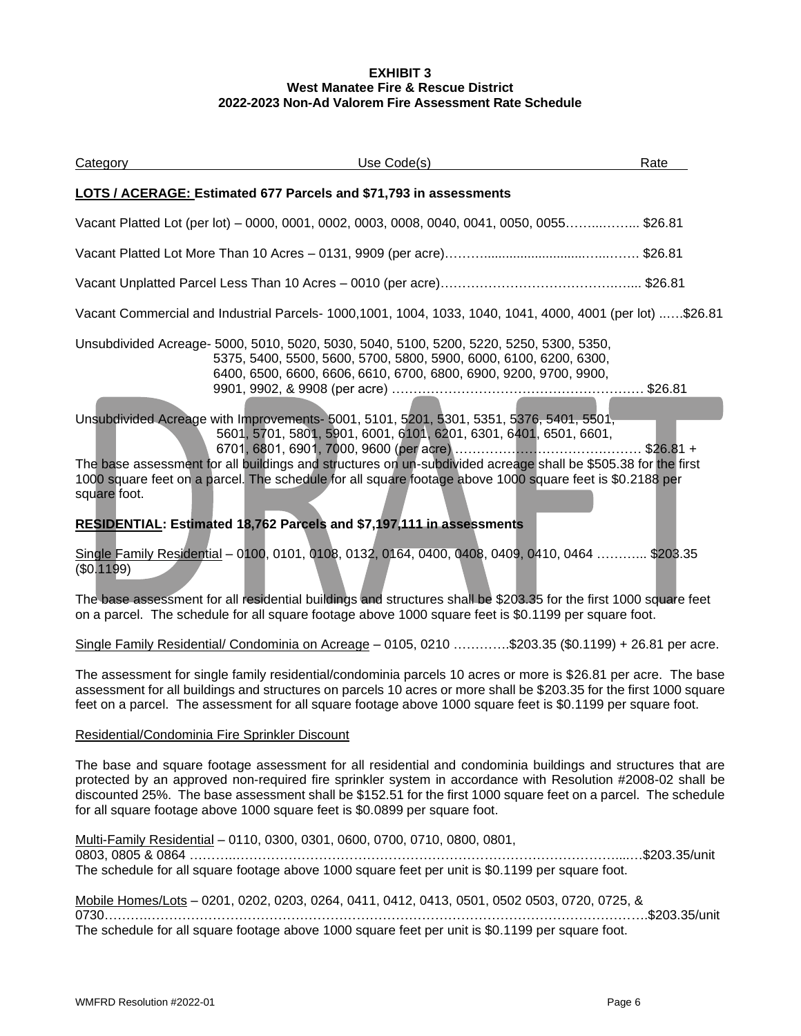**EXHIBIT 3**
**West Manatee Fire & Rescue District**
**2022-2023 Non-Ad Valorem Fire Assessment Rate Schedule**

Category Use Code(s) Rate

**LOTS / ACERAGE: Estimated 677 Parcels and $71,793 in assessments**

Vacant Platted Lot (per lot) – 0000, 0001, 0002, 0003, 0008, 0040, 0041, 0050, 0055……..…….. $26.81

Vacant Platted Lot More Than 10 Acres – 0131, 9909 (per acre)………..........................…..…… $26.81

Vacant Unplatted Parcel Less Than 10 Acres – 0010 (per acre)……………………………….….... $26.81

Vacant Commercial and Industrial Parcels- 1000,1001, 1004, 1033, 1040, 1041, 4000, 4001 (per lot) ..….$26.81

Unsubdivided Acreage- 5000, 5010, 5020, 5030, 5040, 5100, 5200, 5220, 5250, 5300, 5350, 5375, 5400, 5500, 5600, 5700, 5800, 5900, 6000, 6100, 6200, 6300, 6400, 6500, 6600, 6606, 6610, 6700, 6800, 6900, 9200, 9700, 9900, 9901, 9902, & 9908 (per acre) …………………………………………………… $26.81

Unsubdivided Acreage with Improvements- 5001, 5101, 5201, 5301, 5351, 5376, 5401, 5501, 5601, 5701, 5801, 5901, 6001, 6101, 6201, 6301, 6401, 6501, 6601, 6701, 6801, 6901, 7000, 9600 (per acre) ………………………….………… $26.81 +
The base assessment for all buildings and structures on un-subdivided acreage shall be $505.38 for the first 1000 square feet on a parcel. The schedule for all square footage above 1000 square feet is $0.2188 per square foot.

**RESIDENTIAL: Estimated 18,762 Parcels and $7,197,111 in assessments**

Single Family Residential – 0100, 0101, 0108, 0132, 0164, 0400, 0408, 0409, 0410, 0464 ……….. $203.35 ($0.1199)

The base assessment for all residential buildings and structures shall be $203.35 for the first 1000 square feet on a parcel. The schedule for all square footage above 1000 square feet is $0.1199 per square foot.

Single Family Residential/ Condominia on Acreage – 0105, 0210 ………….$203.35 ($0.1199) + 26.81 per acre.

The assessment for single family residential/condominia parcels 10 acres or more is $26.81 per acre. The base assessment for all buildings and structures on parcels 10 acres or more shall be $203.35 for the first 1000 square feet on a parcel. The assessment for all square footage above 1000 square feet is $0.1199 per square foot.

Residential/Condominia Fire Sprinkler Discount

The base and square footage assessment for all residential and condominia buildings and structures that are protected by an approved non-required fire sprinkler system in accordance with Resolution #2008-02 shall be discounted 25%. The base assessment shall be $152.51 for the first 1000 square feet on a parcel. The schedule for all square footage above 1000 square feet is $0.0899 per square foot.

Multi-Family Residential – 0110, 0300, 0301, 0600, 0700, 0710, 0800, 0801, 0803, 0805 & 0864 ………..…………………………………………………………………………...….$203.35/unit
The schedule for all square footage above 1000 square feet per unit is $0.1199 per square foot.

Mobile Homes/Lots – 0201, 0202, 0203, 0264, 0411, 0412, 0413, 0501, 0502 0503, 0720, 0725, & 0730……….………………………………………………………………………………………………….$203.35/unit
The schedule for all square footage above 1000 square feet per unit is $0.1199 per square foot.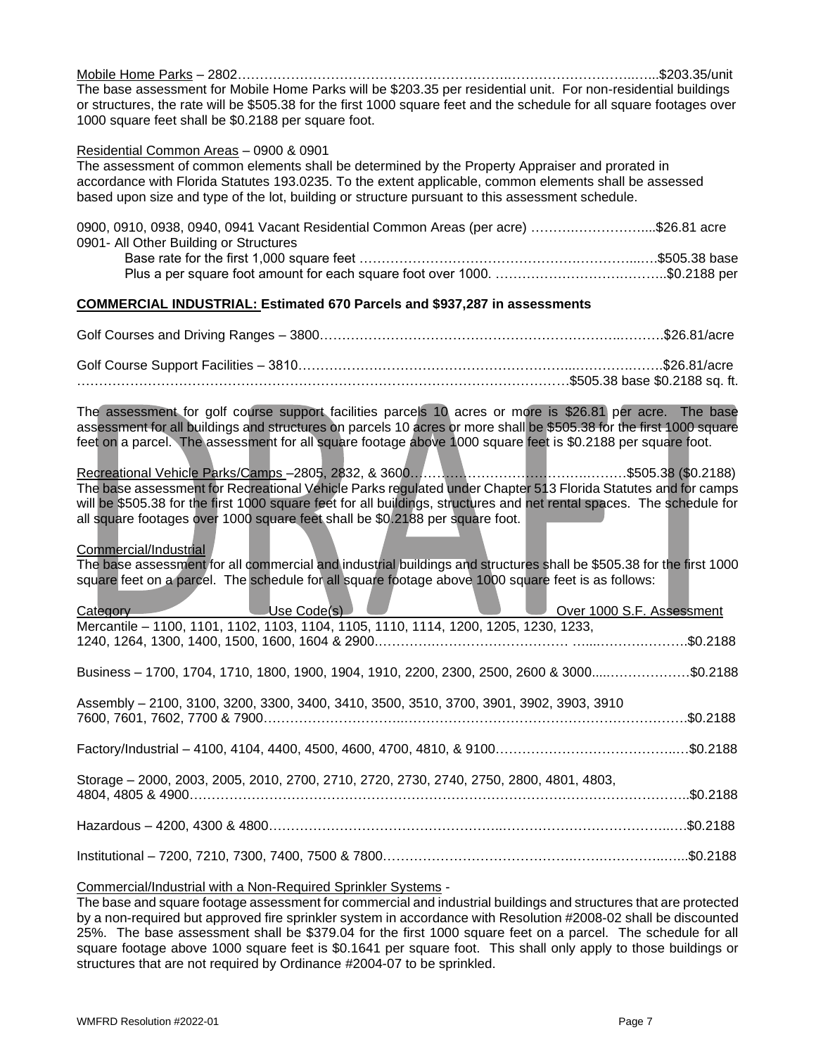Mobile Home Parks – 2802……………………………………………………………………………………………$203.35/unit

The base assessment for Mobile Home Parks will be $203.35 per residential unit. For non-residential buildings or structures, the rate will be $505.38 for the first 1000 square feet and the schedule for all square footages over 1000 square feet shall be $0.2188 per square foot.

Residential Common Areas – 0900 & 0901

The assessment of common elements shall be determined by the Property Appraiser and prorated in accordance with Florida Statutes 193.0235. To the extent applicable, common elements shall be assessed based upon size and type of the lot, building or structure pursuant to this assessment schedule.

0900, 0910, 0938, 0940, 0941 Vacant Residential Common Areas (per acre) ……………………….$26.81 acre

0901- All Other Building or Structures

Base rate for the first 1,000 square feet ……………………………………………………………$505.38 base

Plus a per square foot amount for each square foot over 1000. ………………………………..$0.2188 per

**COMMERCIAL INDUSTRIAL: Estimated 670 Parcels and $937,287 in assessments**

Golf Courses and Driving Ranges – 3800……………………………………………………………………$26.81/acre

Golf Course Support Facilities – 3810……………………………………………………………………$26.81/acre

……………………………………………………………………………………………$505.38 base $0.2188 sq. ft.

The assessment for golf course support facilities parcels 10 acres or more is $26.81 per acre. The base assessment for all buildings and structures on parcels 10 acres or more shall be $505.38 for the first 1000 square feet on a parcel. The assessment for all square footage above 1000 square feet is $0.2188 per square foot.

Recreational Vehicle Parks/Camps –2805, 2832, & 3600………………………………………$505.38 ($0.2188)

The base assessment for Recreational Vehicle Parks regulated under Chapter 513 Florida Statutes and for camps will be $505.38 for the first 1000 square feet for all buildings, structures and net rental spaces. The schedule for all square footages over 1000 square feet shall be $0.2188 per square foot.

Commercial/Industrial

The base assessment for all commercial and industrial buildings and structures shall be $505.38 for the first 1000 square feet on a parcel. The schedule for all square footage above 1000 square feet is as follows:

| Category | Use Code(s) | Over 1000 S.F. Assessment |
|---|---|---|
| Mercantile | 1100, 1101, 1102, 1103, 1104, 1105, 1110, 1114, 1200, 1205, 1230, 1233, 1240, 1264, 1300, 1400, 1500, 1600, 1604 & 2900 | $0.2188 |
| Business | 1700, 1704, 1710, 1800, 1900, 1904, 1910, 2200, 2300, 2500, 2600 & 3000 | $0.2188 |
| Assembly | 2100, 3100, 3200, 3300, 3400, 3410, 3500, 3510, 3700, 3901, 3902, 3903, 3910 7600, 7601, 7602, 7700 & 7900 | $0.2188 |
| Factory/Industrial | 4100, 4104, 4400, 4500, 4600, 4700, 4810, & 9100 | $0.2188 |
| Storage | 2000, 2003, 2005, 2010, 2700, 2710, 2720, 2730, 2740, 2750, 2800, 4801, 4803, 4804, 4805 & 4900 | $0.2188 |
| Hazardous | 4200, 4300 & 4800 | $0.2188 |
| Institutional | 7200, 7210, 7300, 7400, 7500 & 7800 | $0.2188 |

Commercial/Industrial with a Non-Required Sprinkler Systems -

The base and square footage assessment for commercial and industrial buildings and structures that are protected by a non-required but approved fire sprinkler system in accordance with Resolution #2008-02 shall be discounted 25%. The base assessment shall be $379.04 for the first 1000 square feet on a parcel. The schedule for all square footage above 1000 square feet is $0.1641 per square foot. This shall only apply to those buildings or structures that are not required by Ordinance #2004-07 to be sprinkled.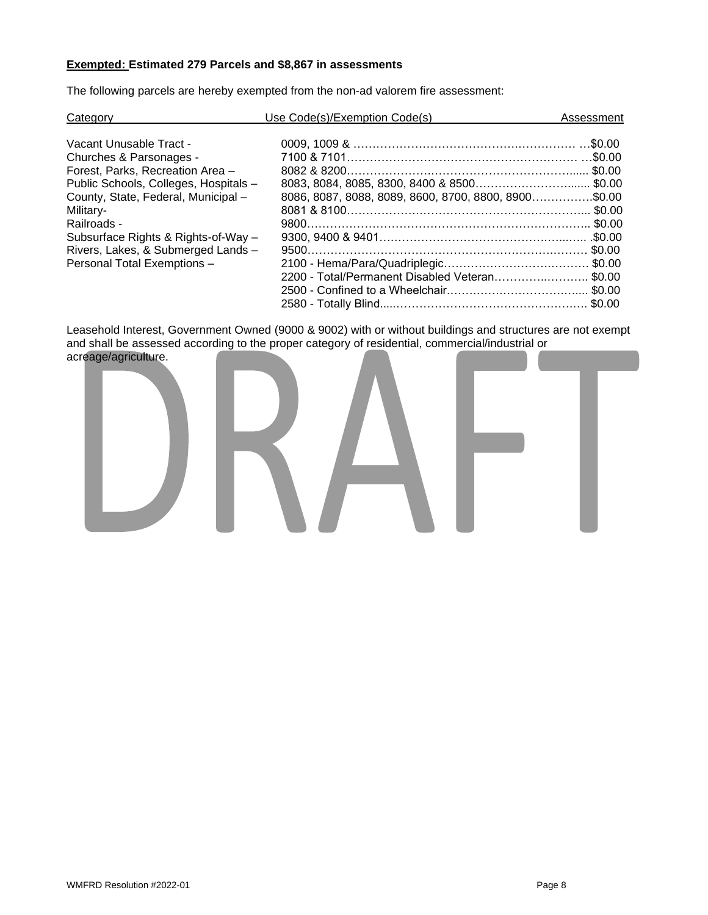**Exempted: Estimated 279 Parcels and $8,867 in assessments**

The following parcels are hereby exempted from the non-ad valorem fire assessment:

| Category | Use Code(s)/Exemption Code(s) | Assessment |
|---|---|---|
| Vacant Unusable Tract - | 0009, 1009 & | $0.00 |
| Churches & Parsonages - | 7100 & 7101 | $0.00 |
| Forest, Parks, Recreation Area – | 8082 & 8200 | $0.00 |
| Public Schools, Colleges, Hospitals – | 8083, 8084, 8085, 8300, 8400 & 8500 | $0.00 |
| County, State, Federal, Municipal – | 8086, 8087, 8088, 8089, 8600, 8700, 8800, 8900 | $0.00 |
| Military- | 8081 & 8100 | $0.00 |
| Railroads - | 9800 | $0.00 |
| Subsurface Rights & Rights-of-Way – | 9300, 9400 & 9401 | $0.00 |
| Rivers, Lakes, & Submerged Lands – | 9500 | $0.00 |
| Personal Total Exemptions – | 2100 - Hema/Para/Quadriplegic | $0.00 |
| | 2200 - Total/Permanent Disabled Veteran | $0.00 |
| | 2500 - Confined to a Wheelchair | $0.00 |
| | 2580 - Totally Blind | $0.00 |

Leasehold Interest, Government Owned (9000 & 9002) with or without buildings and structures are not exempt and shall be assessed according to the proper category of residential, commercial/industrial or acreage/agriculture.

DRAFT